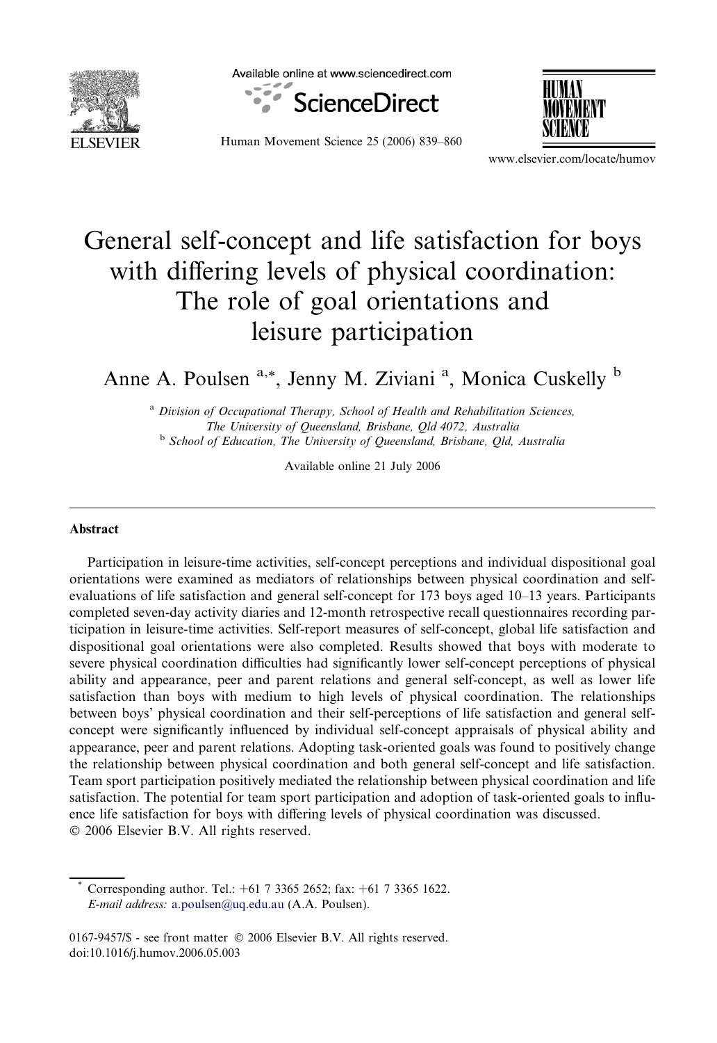# General self-concept and life satisfaction for boys with differing levels of physical coordination: The role of goal orientations and leisure participation

Anne A. Poulsen [a,*], Jenny M. Ziviani [a], Monica Cuskelly [b]

[a] *Division of Occupational Therapy, School of Health and Rehabilitation Sciences, The University of Queensland, Brisbane, Qld 4072, Australia*

[b] *School of Education, The University of Queensland, Brisbane, Qld, Australia*

Available online 21 July 2006

## Abstract

Participation in leisure-time activities, self-concept perceptions and individual dispositional goal orientations were examined as mediators of relationships between physical coordination and self-evaluations of life satisfaction and general self-concept for 173 boys aged 10–13 years. Participants completed seven-day activity diaries and 12-month retrospective recall questionnaires recording participation in leisure-time activities. Self-report measures of self-concept, global life satisfaction and dispositional goal orientations were also completed. Results showed that boys with moderate to severe physical coordination difficulties had significantly lower self-concept perceptions of physical ability and appearance, peer and parent relations and general self-concept, as well as lower life satisfaction than boys with medium to high levels of physical coordination. The relationships between boys' physical coordination and their self-perceptions of life satisfaction and general self-concept were significantly influenced by individual self-concept appraisals of physical ability and appearance, peer and parent relations. Adopting task-oriented goals was found to positively change the relationship between physical coordination and both general self-concept and life satisfaction. Team sport participation positively mediated the relationship between physical coordination and life satisfaction. The potential for team sport participation and adoption of task-oriented goals to influence life satisfaction for boys with differing levels of physical coordination was discussed.

© 2006 Elsevier B.V. All rights reserved.

---

\* Corresponding author. Tel.: +61 7 3365 2652; fax: +61 7 3365 1622.
*E-mail address:* a.poulsen@uq.edu.au (A.A. Poulsen).

0167-9457/$ - see front matter © 2006 Elsevier B.V. All rights reserved.
doi:10.1016/j.humov.2006.05.003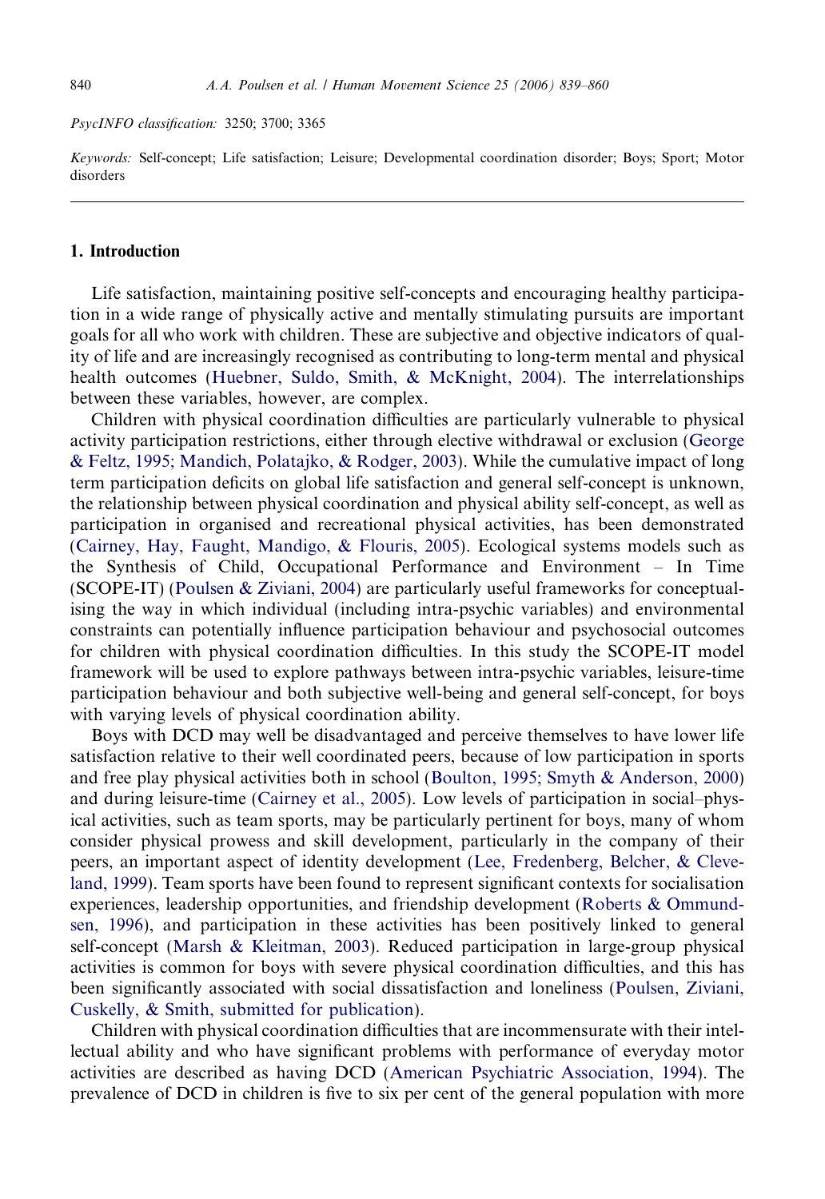*PsycINFO classification:* 3250; 3700; 3365

*Keywords:* Self-concept; Life satisfaction; Leisure; Developmental coordination disorder; Boys; Sport; Motor disorders

## 1. Introduction

Life satisfaction, maintaining positive self-concepts and encouraging healthy participation in a wide range of physically active and mentally stimulating pursuits are important goals for all who work with children. These are subjective and objective indicators of quality of life and are increasingly recognised as contributing to long-term mental and physical health outcomes (Huebner, Suldo, Smith, & McKnight, 2004). The interrelationships between these variables, however, are complex.

Children with physical coordination difficulties are particularly vulnerable to physical activity participation restrictions, either through elective withdrawal or exclusion (George & Feltz, 1995; Mandich, Polatajko, & Rodger, 2003). While the cumulative impact of long term participation deficits on global life satisfaction and general self-concept is unknown, the relationship between physical coordination and physical ability self-concept, as well as participation in organised and recreational physical activities, has been demonstrated (Cairney, Hay, Faught, Mandigo, & Flouris, 2005). Ecological systems models such as the Synthesis of Child, Occupational Performance and Environment – In Time (SCOPE-IT) (Poulsen & Ziviani, 2004) are particularly useful frameworks for conceptualising the way in which individual (including intra-psychic variables) and environmental constraints can potentially influence participation behaviour and psychosocial outcomes for children with physical coordination difficulties. In this study the SCOPE-IT model framework will be used to explore pathways between intra-psychic variables, leisure-time participation behaviour and both subjective well-being and general self-concept, for boys with varying levels of physical coordination ability.

Boys with DCD may well be disadvantaged and perceive themselves to have lower life satisfaction relative to their well coordinated peers, because of low participation in sports and free play physical activities both in school (Boulton, 1995; Smyth & Anderson, 2000) and during leisure-time (Cairney et al., 2005). Low levels of participation in social–physical activities, such as team sports, may be particularly pertinent for boys, many of whom consider physical prowess and skill development, particularly in the company of their peers, an important aspect of identity development (Lee, Fredenberg, Belcher, & Cleveland, 1999). Team sports have been found to represent significant contexts for socialisation experiences, leadership opportunities, and friendship development (Roberts & Ommundsen, 1996), and participation in these activities has been positively linked to general self-concept (Marsh & Kleitman, 2003). Reduced participation in large-group physical activities is common for boys with severe physical coordination difficulties, and this has been significantly associated with social dissatisfaction and loneliness (Poulsen, Ziviani, Cuskelly, & Smith, submitted for publication).

Children with physical coordination difficulties that are incommensurate with their intellectual ability and who have significant problems with performance of everyday motor activities are described as having DCD (American Psychiatric Association, 1994). The prevalence of DCD in children is five to six per cent of the general population with more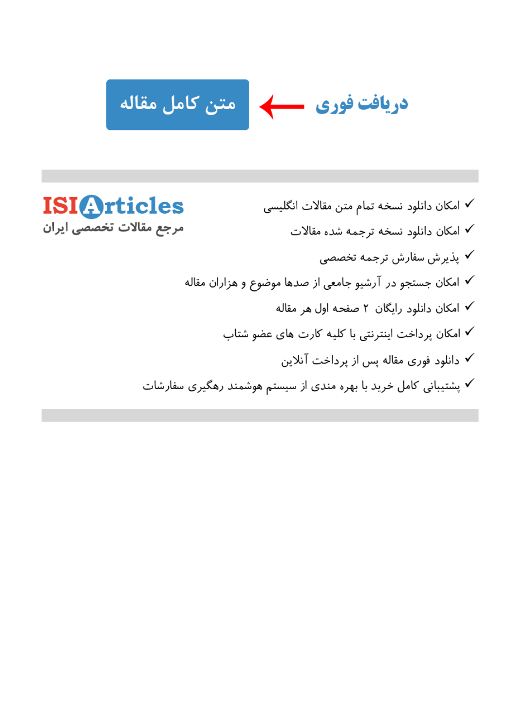دریافت فوری ← متن کامل مقاله

**ISIArticles**
مرجع مقالات تخصصی ایران

- ✓ امکان دانلود نسخه تمام متن مقالات انگلیسی
- ✓ امکان دانلود نسخه ترجمه شده مقالات
- ✓ پذیرش سفارش ترجمه تخصصی
- ✓ امکان جستجو در آرشیو جامعی از صدها موضوع و هزاران مقاله
- ✓ امکان دانلود رایگان ۲ صفحه اول هر مقاله
- ✓ امکان پرداخت اینترنتی با کلیه کارت های عضو شتاب
- ✓ دانلود فوری مقاله پس از پرداخت آنلاین
- ✓ پشتیبانی کامل خرید با بهره مندی از سیستم هوشمند رهگیری سفارشات